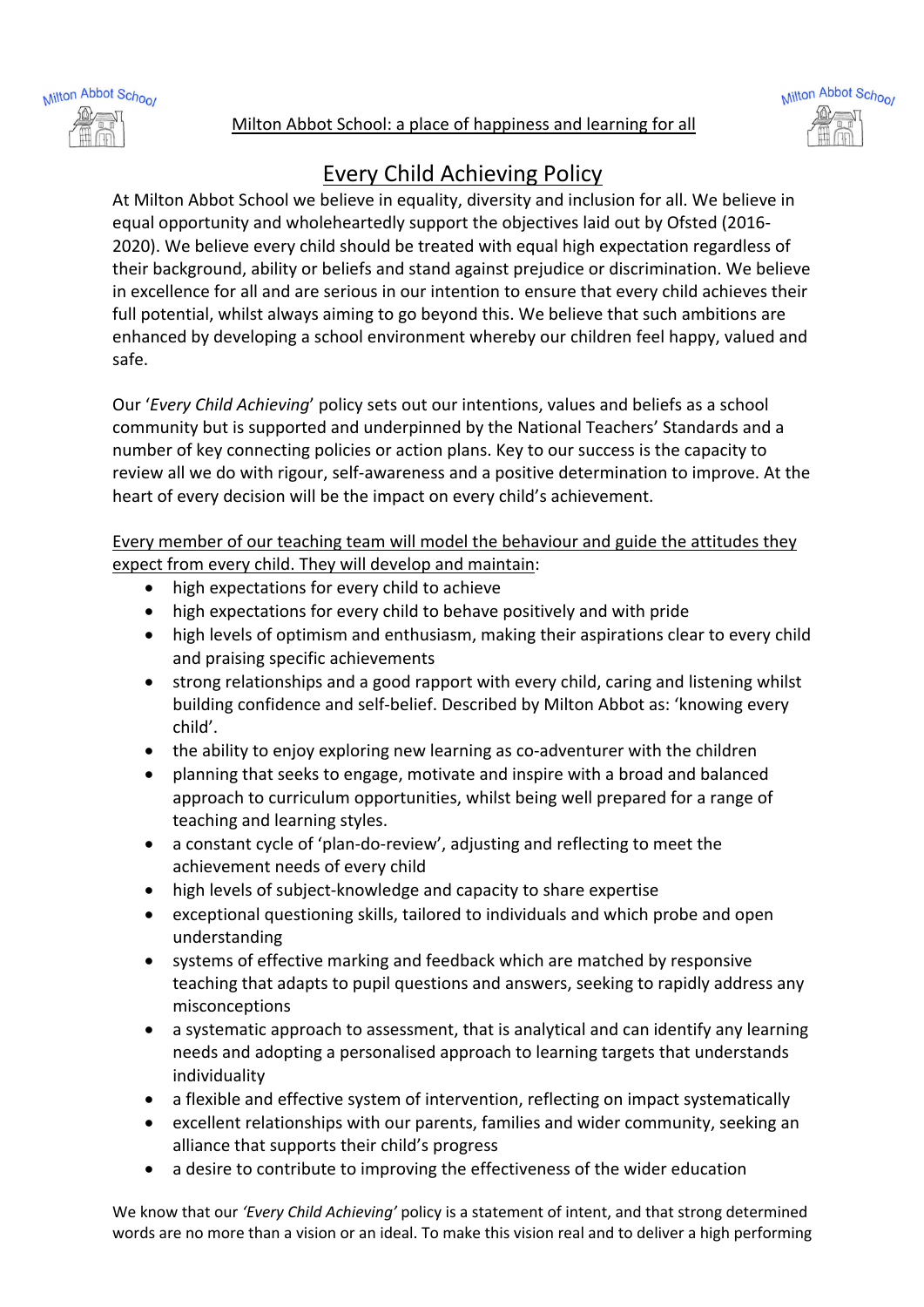Milton Abbot School: a place of happiness and learning for all

# Every Child Achieving Policy

At Milton Abbot School we believe in equality, diversity and inclusion for all. We believe in equal opportunity and wholeheartedly support the objectives laid out by Ofsted (2016-2020). We believe every child should be treated with equal high expectation regardless of their background, ability or beliefs and stand against prejudice or discrimination. We believe in excellence for all and are serious in our intention to ensure that every child achieves their full potential, whilst always aiming to go beyond this. We believe that such ambitions are enhanced by developing a school environment whereby our children feel happy, valued and safe.

Our '*Every Child Achieving*' policy sets out our intentions, values and beliefs as a school community but is supported and underpinned by the National Teachers' Standards and a number of key connecting policies or action plans. Key to our success is the capacity to review all we do with rigour, self-awareness and a positive determination to improve. At the heart of every decision will be the impact on every child's achievement.

Every member of our teaching team will model the behaviour and guide the attitudes they expect from every child. They will develop and maintain:

- high expectations for every child to achieve
- high expectations for every child to behave positively and with pride
- high levels of optimism and enthusiasm, making their aspirations clear to every child and praising specific achievements
- strong relationships and a good rapport with every child, caring and listening whilst building confidence and self-belief. Described by Milton Abbot as: 'knowing every child'.
- the ability to enjoy exploring new learning as co-adventurer with the children
- planning that seeks to engage, motivate and inspire with a broad and balanced approach to curriculum opportunities, whilst being well prepared for a range of teaching and learning styles.
- a constant cycle of 'plan-do-review', adjusting and reflecting to meet the achievement needs of every child
- high levels of subject-knowledge and capacity to share expertise
- exceptional questioning skills, tailored to individuals and which probe and open understanding
- systems of effective marking and feedback which are matched by responsive teaching that adapts to pupil questions and answers, seeking to rapidly address any misconceptions
- a systematic approach to assessment, that is analytical and can identify any learning needs and adopting a personalised approach to learning targets that understands individuality
- a flexible and effective system of intervention, reflecting on impact systematically
- excellent relationships with our parents, families and wider community, seeking an alliance that supports their child's progress
- a desire to contribute to improving the effectiveness of the wider education

We know that our *'Every Child Achieving'* policy is a statement of intent, and that strong determined words are no more than a vision or an ideal. To make this vision real and to deliver a high performing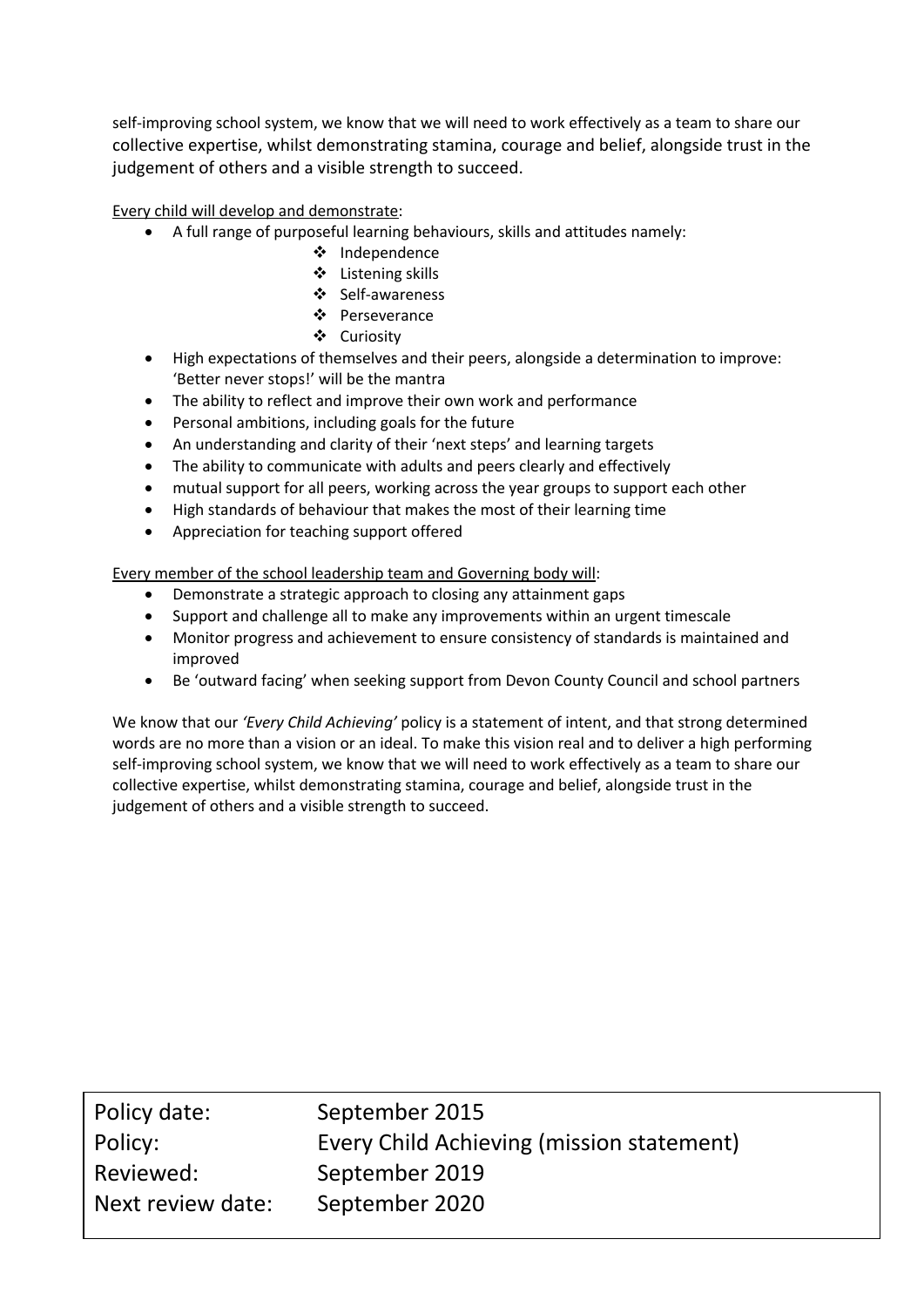self-improving school system, we know that we will need to work effectively as a team to share our collective expertise, whilst demonstrating stamina, courage and belief, alongside trust in the judgement of others and a visible strength to succeed.

Every child will develop and demonstrate:

- A full range of purposeful learning behaviours, skills and attitudes namely:
  - Independence
  - Listening skills
  - Self-awareness
  - Perseverance
  - Curiosity
- High expectations of themselves and their peers, alongside a determination to improve: 'Better never stops!' will be the mantra
- The ability to reflect and improve their own work and performance
- Personal ambitions, including goals for the future
- An understanding and clarity of their 'next steps' and learning targets
- The ability to communicate with adults and peers clearly and effectively
- mutual support for all peers, working across the year groups to support each other
- High standards of behaviour that makes the most of their learning time
- Appreciation for teaching support offered

Every member of the school leadership team and Governing body will:

- Demonstrate a strategic approach to closing any attainment gaps
- Support and challenge all to make any improvements within an urgent timescale
- Monitor progress and achievement to ensure consistency of standards is maintained and improved
- Be 'outward facing' when seeking support from Devon County Council and school partners

We know that our *'Every Child Achieving'* policy is a statement of intent, and that strong determined words are no more than a vision or an ideal. To make this vision real and to deliver a high performing self-improving school system, we know that we will need to work effectively as a team to share our collective expertise, whilst demonstrating stamina, courage and belief, alongside trust in the judgement of others and a visible strength to succeed.

| | |
|---|---|
| Policy date: | September 2015 |
| Policy: | Every Child Achieving (mission statement) |
| Reviewed: | September 2019 |
| Next review date: | September 2020 |